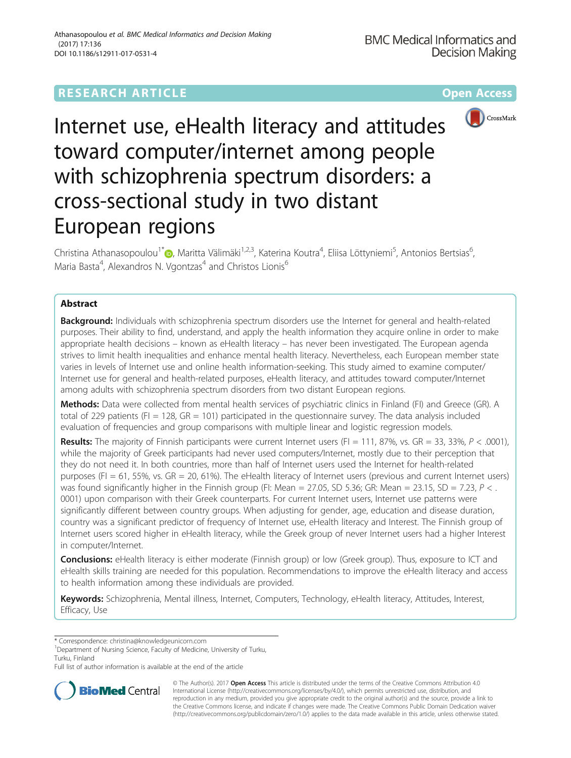RESEARCH ARTICLE

Open Access

# Internet use, eHealth literacy and attitudes toward computer/internet among people with schizophrenia spectrum disorders: a cross-sectional study in two distant European regions

Christina Athanasopoulou[1*], Maritta Välimäki[1,2,3], Katerina Koutra[4], Eliisa Löttyniemi[5], Antonios Bertsias[6], Maria Basta[4], Alexandros N. Vgontzas[4] and Christos Lionis[6]

## Abstract

**Background:** Individuals with schizophrenia spectrum disorders use the Internet for general and health-related purposes. Their ability to find, understand, and apply the health information they acquire online in order to make appropriate health decisions – known as eHealth literacy – has never been investigated. The European agenda strives to limit health inequalities and enhance mental health literacy. Nevertheless, each European member state varies in levels of Internet use and online health information-seeking. This study aimed to examine computer/Internet use for general and health-related purposes, eHealth literacy, and attitudes toward computer/Internet among adults with schizophrenia spectrum disorders from two distant European regions.

**Methods:** Data were collected from mental health services of psychiatric clinics in Finland (FI) and Greece (GR). A total of 229 patients (FI = 128, GR = 101) participated in the questionnaire survey. The data analysis included evaluation of frequencies and group comparisons with multiple linear and logistic regression models.

**Results:** The majority of Finnish participants were current Internet users (FI = 111, 87%, vs. GR = 33, 33%, $P < .0001$), while the majority of Greek participants had never used computers/Internet, mostly due to their perception that they do not need it. In both countries, more than half of Internet users used the Internet for health-related purposes (FI = 61, 55%, vs. GR = 20, 61%). The eHealth literacy of Internet users (previous and current Internet users) was found significantly higher in the Finnish group (FI: Mean = 27.05, SD 5.36; GR: Mean = 23.15, SD = 7.23, $P < .0001$) upon comparison with their Greek counterparts. For current Internet users, Internet use patterns were significantly different between country groups. When adjusting for gender, age, education and disease duration, country was a significant predictor of frequency of Internet use, eHealth literacy and Interest. The Finnish group of Internet users scored higher in eHealth literacy, while the Greek group of never Internet users had a higher Interest in computer/Internet.

**Conclusions:** eHealth literacy is either moderate (Finnish group) or low (Greek group). Thus, exposure to ICT and eHealth skills training are needed for this population. Recommendations to improve the eHealth literacy and access to health information among these individuals are provided.

**Keywords:** Schizophrenia, Mental illness, Internet, Computers, Technology, eHealth literacy, Attitudes, Interest, Efficacy, Use

\* Correspondence: christina@knowledgeunicorn.com
[1]Department of Nursing Science, Faculty of Medicine, University of Turku, Turku, Finland
Full list of author information is available at the end of the article

© The Author(s). 2017 **Open Access** This article is distributed under the terms of the Creative Commons Attribution 4.0 International License (http://creativecommons.org/licenses/by/4.0/), which permits unrestricted use, distribution, and reproduction in any medium, provided you give appropriate credit to the original author(s) and the source, provide a link to the Creative Commons license, and indicate if changes were made. The Creative Commons Public Domain Dedication waiver (http://creativecommons.org/publicdomain/zero/1.0/) applies to the data made available in this article, unless otherwise stated.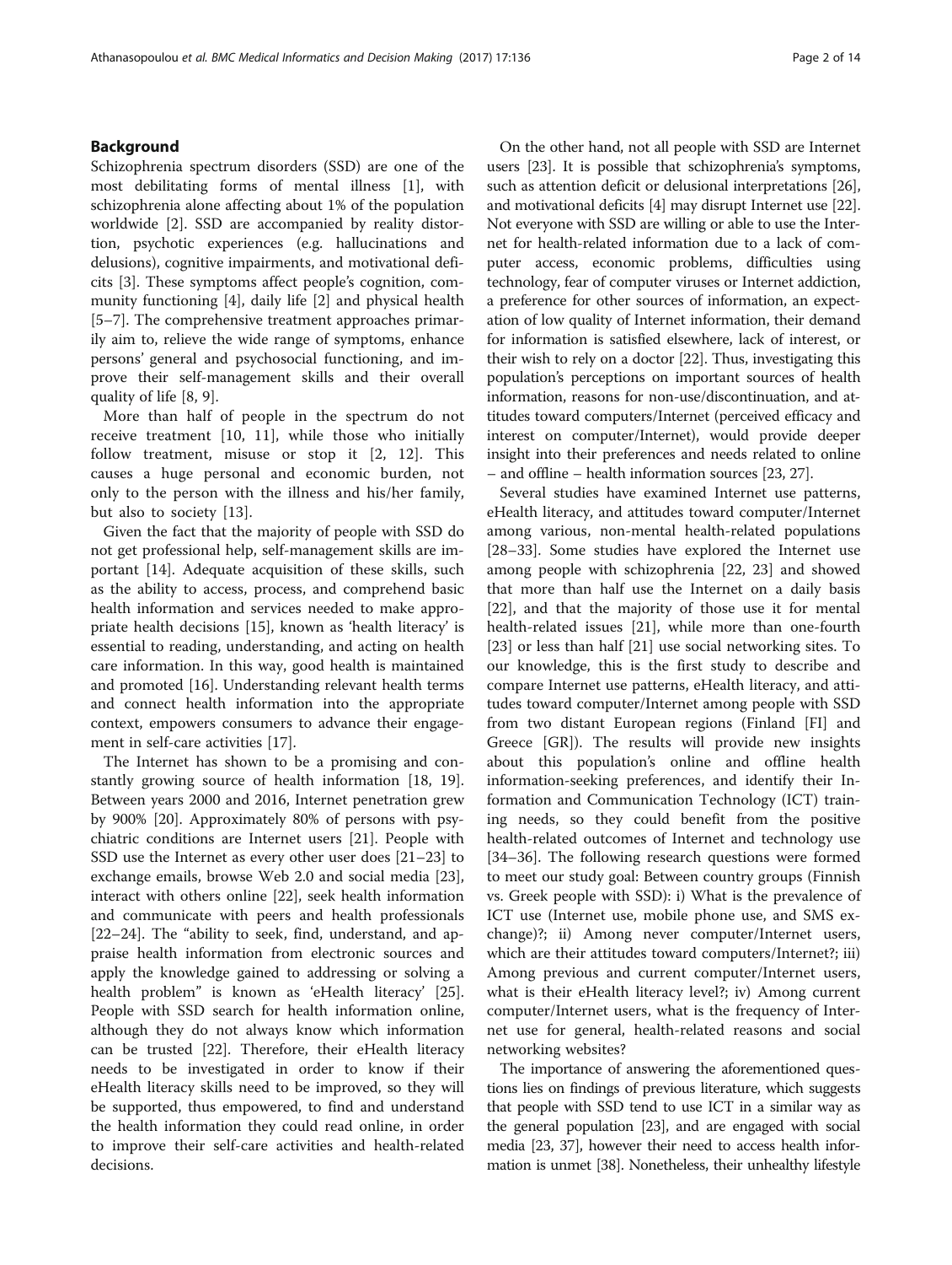## Background

Schizophrenia spectrum disorders (SSD) are one of the most debilitating forms of mental illness [1], with schizophrenia alone affecting about 1% of the population worldwide [2]. SSD are accompanied by reality distortion, psychotic experiences (e.g. hallucinations and delusions), cognitive impairments, and motivational deficits [3]. These symptoms affect people's cognition, community functioning [4], daily life [2] and physical health [5–7]. The comprehensive treatment approaches primarily aim to, relieve the wide range of symptoms, enhance persons' general and psychosocial functioning, and improve their self-management skills and their overall quality of life [8, 9].

More than half of people in the spectrum do not receive treatment [10, 11], while those who initially follow treatment, misuse or stop it [2, 12]. This causes a huge personal and economic burden, not only to the person with the illness and his/her family, but also to society [13].

Given the fact that the majority of people with SSD do not get professional help, self-management skills are important [14]. Adequate acquisition of these skills, such as the ability to access, process, and comprehend basic health information and services needed to make appropriate health decisions [15], known as 'health literacy' is essential to reading, understanding, and acting on health care information. In this way, good health is maintained and promoted [16]. Understanding relevant health terms and connect health information into the appropriate context, empowers consumers to advance their engagement in self-care activities [17].

The Internet has shown to be a promising and constantly growing source of health information [18, 19]. Between years 2000 and 2016, Internet penetration grew by 900% [20]. Approximately 80% of persons with psychiatric conditions are Internet users [21]. People with SSD use the Internet as every other user does [21–23] to exchange emails, browse Web 2.0 and social media [23], interact with others online [22], seek health information and communicate with peers and health professionals [22–24]. The "ability to seek, find, understand, and appraise health information from electronic sources and apply the knowledge gained to addressing or solving a health problem" is known as 'eHealth literacy' [25]. People with SSD search for health information online, although they do not always know which information can be trusted [22]. Therefore, their eHealth literacy needs to be investigated in order to know if their eHealth literacy skills need to be improved, so they will be supported, thus empowered, to find and understand the health information they could read online, in order to improve their self-care activities and health-related decisions.

On the other hand, not all people with SSD are Internet users [23]. It is possible that schizophrenia's symptoms, such as attention deficit or delusional interpretations [26], and motivational deficits [4] may disrupt Internet use [22]. Not everyone with SSD are willing or able to use the Internet for health-related information due to a lack of computer access, economic problems, difficulties using technology, fear of computer viruses or Internet addiction, a preference for other sources of information, an expectation of low quality of Internet information, their demand for information is satisfied elsewhere, lack of interest, or their wish to rely on a doctor [22]. Thus, investigating this population's perceptions on important sources of health information, reasons for non-use/discontinuation, and attitudes toward computers/Internet (perceived efficacy and interest on computer/Internet), would provide deeper insight into their preferences and needs related to online – and offline – health information sources [23, 27].

Several studies have examined Internet use patterns, eHealth literacy, and attitudes toward computer/Internet among various, non-mental health-related populations [28–33]. Some studies have explored the Internet use among people with schizophrenia [22, 23] and showed that more than half use the Internet on a daily basis [22], and that the majority of those use it for mental health-related issues [21], while more than one-fourth [23] or less than half [21] use social networking sites. To our knowledge, this is the first study to describe and compare Internet use patterns, eHealth literacy, and attitudes toward computer/Internet among people with SSD from two distant European regions (Finland [FI] and Greece [GR]). The results will provide new insights about this population's online and offline health information-seeking preferences, and identify their Information and Communication Technology (ICT) training needs, so they could benefit from the positive health-related outcomes of Internet and technology use [34–36]. The following research questions were formed to meet our study goal: Between country groups (Finnish vs. Greek people with SSD): i) What is the prevalence of ICT use (Internet use, mobile phone use, and SMS exchange)?; ii) Among never computer/Internet users, which are their attitudes toward computers/Internet?; iii) Among previous and current computer/Internet users, what is their eHealth literacy level?; iv) Among current computer/Internet users, what is the frequency of Internet use for general, health-related reasons and social networking websites?

The importance of answering the aforementioned questions lies on findings of previous literature, which suggests that people with SSD tend to use ICT in a similar way as the general population [23], and are engaged with social media [23, 37], however their need to access health information is unmet [38]. Nonetheless, their unhealthy lifestyle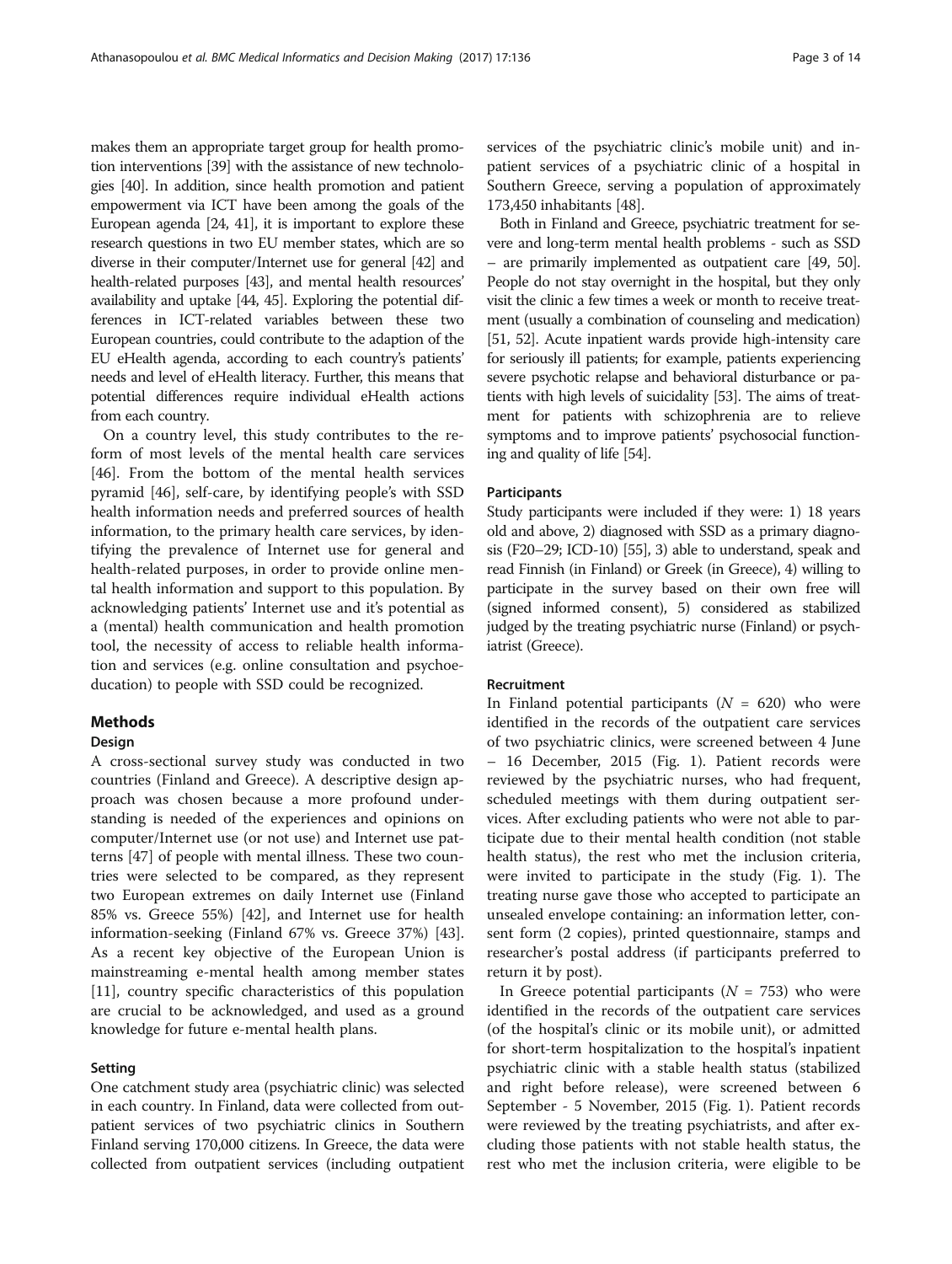makes them an appropriate target group for health promotion interventions [39] with the assistance of new technologies [40]. In addition, since health promotion and patient empowerment via ICT have been among the goals of the European agenda [24, 41], it is important to explore these research questions in two EU member states, which are so diverse in their computer/Internet use for general [42] and health-related purposes [43], and mental health resources' availability and uptake [44, 45]. Exploring the potential differences in ICT-related variables between these two European countries, could contribute to the adaption of the EU eHealth agenda, according to each country's patients' needs and level of eHealth literacy. Further, this means that potential differences require individual eHealth actions from each country.

On a country level, this study contributes to the reform of most levels of the mental health care services [46]. From the bottom of the mental health services pyramid [46], self-care, by identifying people's with SSD health information needs and preferred sources of health information, to the primary health care services, by identifying the prevalence of Internet use for general and health-related purposes, in order to provide online mental health information and support to this population. By acknowledging patients' Internet use and it's potential as a (mental) health communication and health promotion tool, the necessity of access to reliable health information and services (e.g. online consultation and psychoeducation) to people with SSD could be recognized.

## Methods

### Design

A cross-sectional survey study was conducted in two countries (Finland and Greece). A descriptive design approach was chosen because a more profound understanding is needed of the experiences and opinions on computer/Internet use (or not use) and Internet use patterns [47] of people with mental illness. These two countries were selected to be compared, as they represent two European extremes on daily Internet use (Finland 85% vs. Greece 55%) [42], and Internet use for health information-seeking (Finland 67% vs. Greece 37%) [43]. As a recent key objective of the European Union is mainstreaming e-mental health among member states [11], country specific characteristics of this population are crucial to be acknowledged, and used as a ground knowledge for future e-mental health plans.

### Setting

One catchment study area (psychiatric clinic) was selected in each country. In Finland, data were collected from outpatient services of two psychiatric clinics in Southern Finland serving 170,000 citizens. In Greece, the data were collected from outpatient services (including outpatient services of the psychiatric clinic's mobile unit) and inpatient services of a psychiatric clinic of a hospital in Southern Greece, serving a population of approximately 173,450 inhabitants [48].

Both in Finland and Greece, psychiatric treatment for severe and long-term mental health problems - such as SSD – are primarily implemented as outpatient care [49, 50]. People do not stay overnight in the hospital, but they only visit the clinic a few times a week or month to receive treatment (usually a combination of counseling and medication) [51, 52]. Acute inpatient wards provide high-intensity care for seriously ill patients; for example, patients experiencing severe psychotic relapse and behavioral disturbance or patients with high levels of suicidality [53]. The aims of treatment for patients with schizophrenia are to relieve symptoms and to improve patients' psychosocial functioning and quality of life [54].

### Participants

Study participants were included if they were: 1) 18 years old and above, 2) diagnosed with SSD as a primary diagnosis (F20–29; ICD-10) [55], 3) able to understand, speak and read Finnish (in Finland) or Greek (in Greece), 4) willing to participate in the survey based on their own free will (signed informed consent), 5) considered as stabilized judged by the treating psychiatric nurse (Finland) or psychiatrist (Greece).

### Recruitment

In Finland potential participants ($N$ = 620) who were identified in the records of the outpatient care services of two psychiatric clinics, were screened between 4 June – 16 December, 2015 (Fig. 1). Patient records were reviewed by the psychiatric nurses, who had frequent, scheduled meetings with them during outpatient services. After excluding patients who were not able to participate due to their mental health condition (not stable health status), the rest who met the inclusion criteria, were invited to participate in the study (Fig. 1). The treating nurse gave those who accepted to participate an unsealed envelope containing: an information letter, consent form (2 copies), printed questionnaire, stamps and researcher's postal address (if participants preferred to return it by post).

In Greece potential participants ($N$ = 753) who were identified in the records of the outpatient care services (of the hospital's clinic or its mobile unit), or admitted for short-term hospitalization to the hospital's inpatient psychiatric clinic with a stable health status (stabilized and right before release), were screened between 6 September - 5 November, 2015 (Fig. 1). Patient records were reviewed by the treating psychiatrists, and after excluding those patients with not stable health status, the rest who met the inclusion criteria, were eligible to be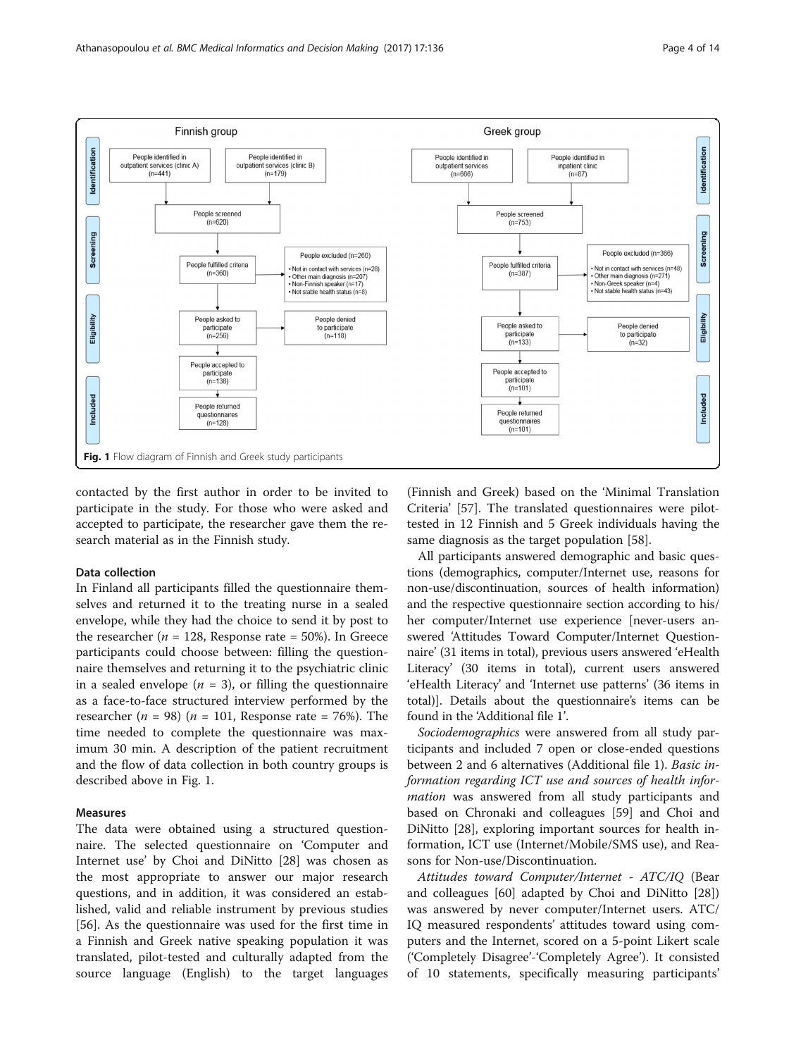Fig. 1 Flow diagram of Finnish and Greek study participants

contacted by the first author in order to be invited to participate in the study. For those who were asked and accepted to participate, the researcher gave them the research material as in the Finnish study.

### Data collection

In Finland all participants filled the questionnaire themselves and returned it to the treating nurse in a sealed envelope, while they had the choice to send it by post to the researcher ($n$ = 128, Response rate = 50%). In Greece participants could choose between: filling the questionnaire themselves and returning it to the psychiatric clinic in a sealed envelope ($n$ = 3), or filling the questionnaire as a face-to-face structured interview performed by the researcher ($n$ = 98) ($n$ = 101, Response rate = 76%). The time needed to complete the questionnaire was maximum 30 min. A description of the patient recruitment and the flow of data collection in both country groups is described above in Fig. 1.

### Measures

The data were obtained using a structured questionnaire. The selected questionnaire on 'Computer and Internet use' by Choi and DiNitto [28] was chosen as the most appropriate to answer our major research questions, and in addition, it was considered an established, valid and reliable instrument by previous studies [56]. As the questionnaire was used for the first time in a Finnish and Greek native speaking population it was translated, pilot-tested and culturally adapted from the source language (English) to the target languages (Finnish and Greek) based on the 'Minimal Translation Criteria' [57]. The translated questionnaires were pilot-tested in 12 Finnish and 5 Greek individuals having the same diagnosis as the target population [58].

All participants answered demographic and basic questions (demographics, computer/Internet use, reasons for non-use/discontinuation, sources of health information) and the respective questionnaire section according to his/her computer/Internet use experience [never-users answered 'Attitudes Toward Computer/Internet Questionnaire' (31 items in total), previous users answered 'eHealth Literacy' (30 items in total), current users answered 'eHealth Literacy' and 'Internet use patterns' (36 items in total)]. Details about the questionnaire's items can be found in the 'Additional file 1'.

*Sociodemographics* were answered from all study participants and included 7 open or close-ended questions between 2 and 6 alternatives (Additional file 1). *Basic information regarding ICT use and sources of health information* was answered from all study participants and based on Chronaki and colleagues [59] and Choi and DiNitto [28], exploring important sources for health information, ICT use (Internet/Mobile/SMS use), and Reasons for Non-use/Discontinuation.

*Attitudes toward Computer/Internet - ATC/IQ* (Bear and colleagues [60] adapted by Choi and DiNitto [28]) was answered by never computer/Internet users. ATC/IQ measured respondents' attitudes toward using computers and the Internet, scored on a 5-point Likert scale ('Completely Disagree'-'Completely Agree'). It consisted of 10 statements, specifically measuring participants'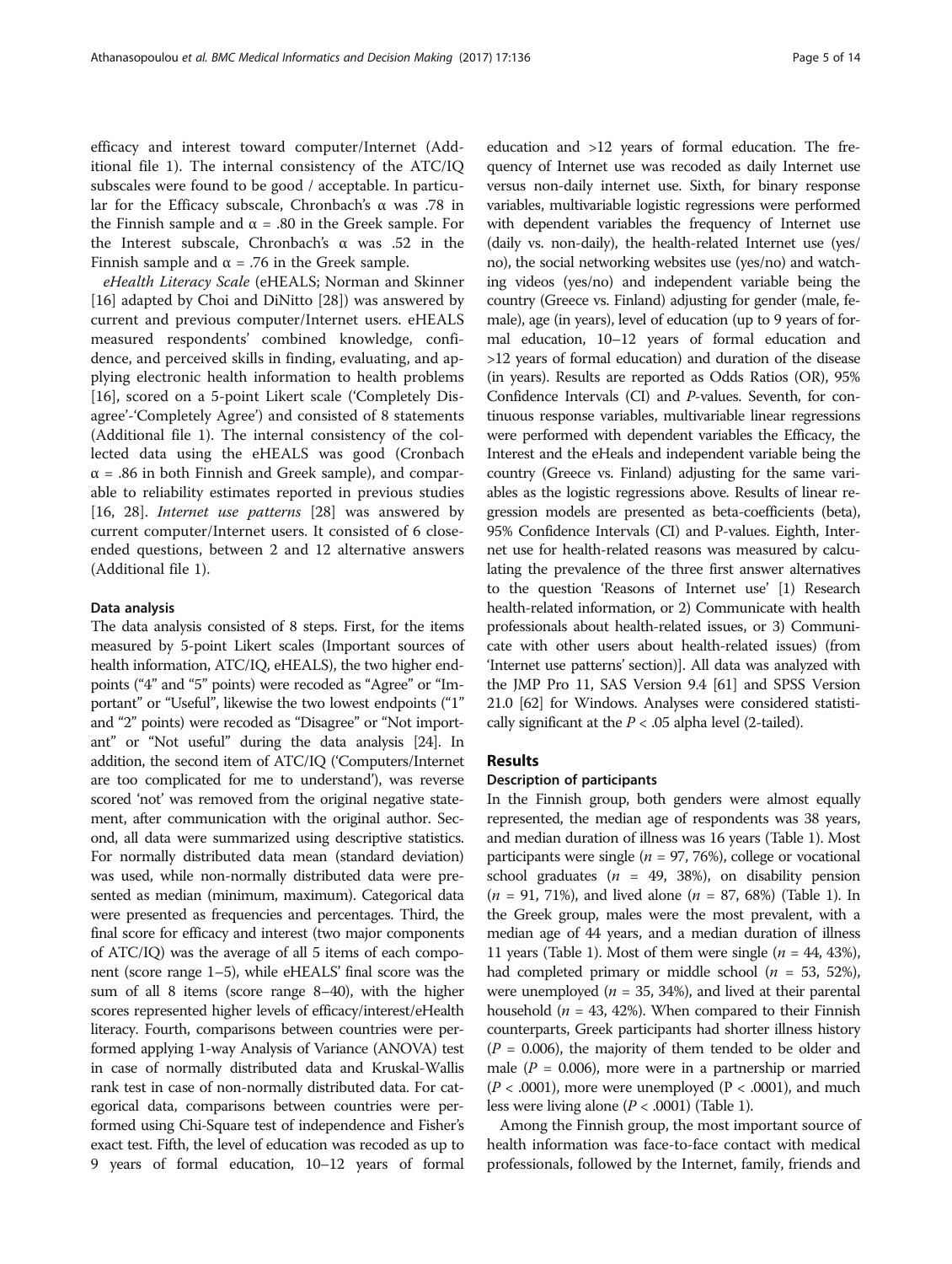efficacy and interest toward computer/Internet (Additional file 1). The internal consistency of the ATC/IQ subscales were found to be good / acceptable. In particular for the Efficacy subscale, Chronbach's α was .78 in the Finnish sample and α = .80 in the Greek sample. For the Interest subscale, Chronbach's α was .52 in the Finnish sample and α = .76 in the Greek sample.

*eHealth Literacy Scale* (eHEALS; Norman and Skinner [16] adapted by Choi and DiNitto [28]) was answered by current and previous computer/Internet users. eHEALS measured respondents' combined knowledge, confidence, and perceived skills in finding, evaluating, and applying electronic health information to health problems [16], scored on a 5-point Likert scale ('Completely Disagree'-'Completely Agree') and consisted of 8 statements (Additional file 1). The internal consistency of the collected data using the eHEALS was good (Cronbach α = .86 in both Finnish and Greek sample), and comparable to reliability estimates reported in previous studies [16, 28]. *Internet use patterns* [28] was answered by current computer/Internet users. It consisted of 6 close-ended questions, between 2 and 12 alternative answers (Additional file 1).

### Data analysis

The data analysis consisted of 8 steps. First, for the items measured by 5-point Likert scales (Important sources of health information, ATC/IQ, eHEALS), the two higher endpoints ("4" and "5" points) were recoded as "Agree" or "Important" or "Useful", likewise the two lowest endpoints ("1" and "2" points) were recoded as "Disagree" or "Not important" or "Not useful" during the data analysis [24]. In addition, the second item of ATC/IQ ('Computers/Internet are too complicated for me to understand'), was reverse scored 'not' was removed from the original negative statement, after communication with the original author. Second, all data were summarized using descriptive statistics. For normally distributed data mean (standard deviation) was used, while non-normally distributed data were presented as median (minimum, maximum). Categorical data were presented as frequencies and percentages. Third, the final score for efficacy and interest (two major components of ATC/IQ) was the average of all 5 items of each component (score range 1–5), while eHEALS' final score was the sum of all 8 items (score range 8–40), with the higher scores represented higher levels of efficacy/interest/eHealth literacy. Fourth, comparisons between countries were performed applying 1-way Analysis of Variance (ANOVA) test in case of normally distributed data and Kruskal-Wallis rank test in case of non-normally distributed data. For categorical data, comparisons between countries were performed using Chi-Square test of independence and Fisher's exact test. Fifth, the level of education was recoded as up to 9 years of formal education, 10–12 years of formal education and >12 years of formal education. The frequency of Internet use was recoded as daily Internet use versus non-daily internet use. Sixth, for binary response variables, multivariable logistic regressions were performed with dependent variables the frequency of Internet use (daily vs. non-daily), the health-related Internet use (yes/no), the social networking websites use (yes/no) and watching videos (yes/no) and independent variable being the country (Greece vs. Finland) adjusting for gender (male, female), age (in years), level of education (up to 9 years of formal education, 10–12 years of formal education and >12 years of formal education) and duration of the disease (in years). Results are reported as Odds Ratios (OR), 95% Confidence Intervals (CI) and *P*-values. Seventh, for continuous response variables, multivariable linear regressions were performed with dependent variables the Efficacy, the Interest and the eHeals and independent variable being the country (Greece vs. Finland) adjusting for the same variables as the logistic regressions above. Results of linear regression models are presented as beta-coefficients (beta), 95% Confidence Intervals (CI) and P-values. Eighth, Internet use for health-related reasons was measured by calculating the prevalence of the three first answer alternatives to the question 'Reasons of Internet use' [1) Research health-related information, or 2) Communicate with health professionals about health-related issues, or 3) Communicate with other users about health-related issues) (from 'Internet use patterns' section)]. All data was analyzed with the JMP Pro 11, SAS Version 9.4 [61] and SPSS Version 21.0 [62] for Windows. Analyses were considered statistically significant at the $P < .05$ alpha level (2-tailed).

## Results

### Description of participants

In the Finnish group, both genders were almost equally represented, the median age of respondents was 38 years, and median duration of illness was 16 years (Table 1). Most participants were single ($n$ = 97, 76%), college or vocational school graduates ($n$ = 49, 38%), on disability pension ($n$ = 91, 71%), and lived alone ($n$ = 87, 68%) (Table 1). In the Greek group, males were the most prevalent, with a median age of 44 years, and a median duration of illness 11 years (Table 1). Most of them were single ($n$ = 44, 43%), had completed primary or middle school ($n$ = 53, 52%), were unemployed ($n$ = 35, 34%), and lived at their parental household ($n$ = 43, 42%). When compared to their Finnish counterparts, Greek participants had shorter illness history ($P$ = 0.006), the majority of them tended to be older and male ($P$ = 0.006), more were in a partnership or married ($P < .0001$), more were unemployed ($P < .0001$), and much less were living alone ($P < .0001$) (Table 1).

Among the Finnish group, the most important source of health information was face-to-face contact with medical professionals, followed by the Internet, family, friends and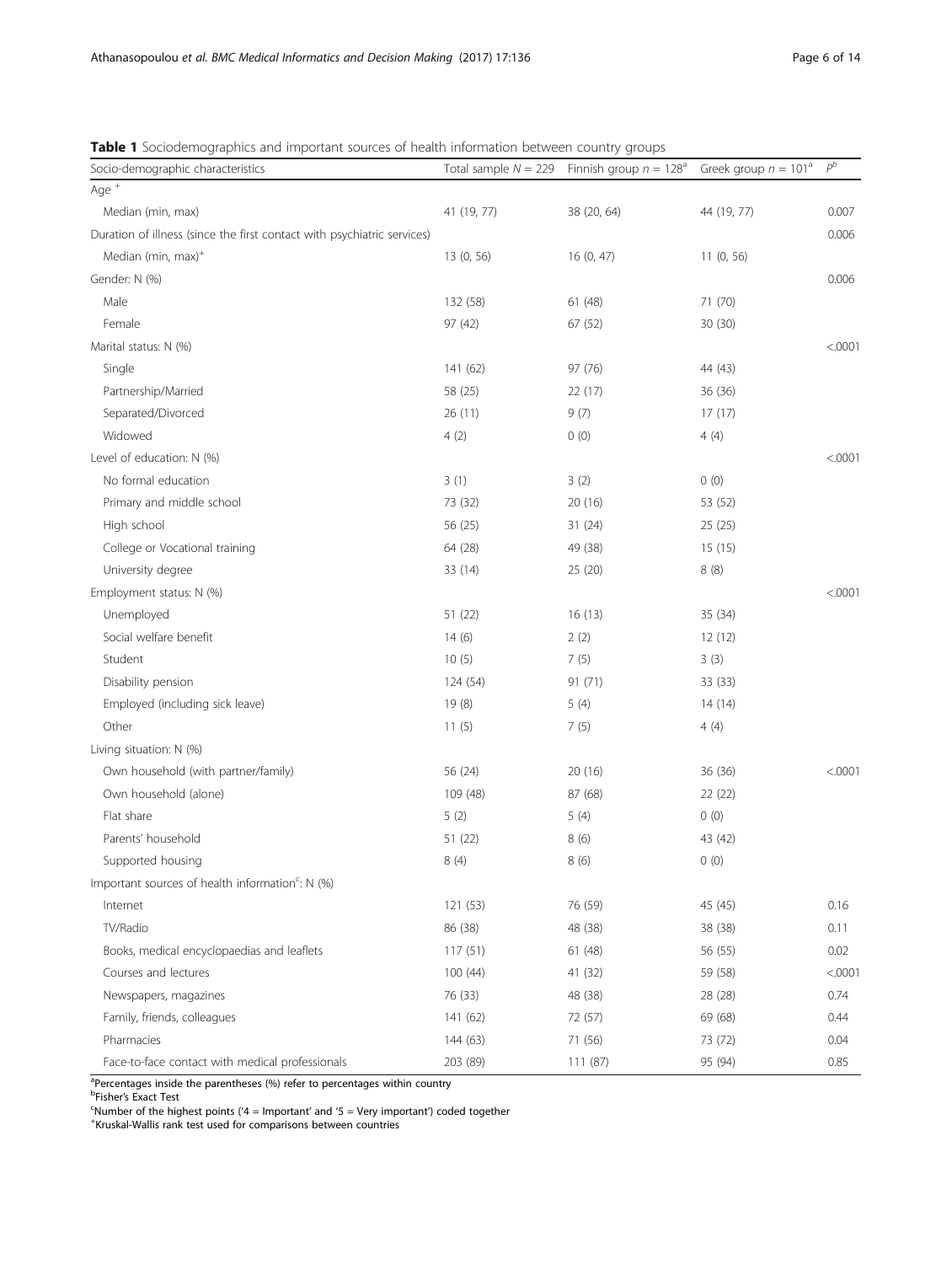**Table 1** Sociodemographics and important sources of health information between country groups

| Socio-demographic characteristics | Total sample $N = 229$ | Finnish group $n = 128$[a] | Greek group $n = 101$[a] | $P$[b] |
|---|---|---|---|---|
| Age [+] | | | | |
| Median (min, max) | 41 (19, 77) | 38 (20, 64) | 44 (19, 77) | 0.007 |
| Duration of illness (since the first contact with psychiatric services) | | | | 0.006 |
| Median (min, max)[+] | 13 (0, 56) | 16 (0, 47) | 11 (0, 56) | |
| Gender: N (%) | | | | 0.006 |
| Male | 132 (58) | 61 (48) | 71 (70) | |
| Female | 97 (42) | 67 (52) | 30 (30) | |
| Marital status: N (%) | | | | <.0001 |
| Single | 141 (62) | 97 (76) | 44 (43) | |
| Partnership/Married | 58 (25) | 22 (17) | 36 (36) | |
| Separated/Divorced | 26 (11) | 9 (7) | 17 (17) | |
| Widowed | 4 (2) | 0 (0) | 4 (4) | |
| Level of education: N (%) | | | | <.0001 |
| No formal education | 3 (1) | 3 (2) | 0 (0) | |
| Primary and middle school | 73 (32) | 20 (16) | 53 (52) | |
| High school | 56 (25) | 31 (24) | 25 (25) | |
| College or Vocational training | 64 (28) | 49 (38) | 15 (15) | |
| University degree | 33 (14) | 25 (20) | 8 (8) | |
| Employment status: N (%) | | | | <.0001 |
| Unemployed | 51 (22) | 16 (13) | 35 (34) | |
| Social welfare benefit | 14 (6) | 2 (2) | 12 (12) | |
| Student | 10 (5) | 7 (5) | 3 (3) | |
| Disability pension | 124 (54) | 91 (71) | 33 (33) | |
| Employed (including sick leave) | 19 (8) | 5 (4) | 14 (14) | |
| Other | 11 (5) | 7 (5) | 4 (4) | |
| Living situation: N (%) | | | | |
| Own household (with partner/family) | 56 (24) | 20 (16) | 36 (36) | <.0001 |
| Own household (alone) | 109 (48) | 87 (68) | 22 (22) | |
| Flat share | 5 (2) | 5 (4) | 0 (0) | |
| Parents' household | 51 (22) | 8 (6) | 43 (42) | |
| Supported housing | 8 (4) | 8 (6) | 0 (0) | |
| Important sources of health information[c]: N (%) | | | | |
| Internet | 121 (53) | 76 (59) | 45 (45) | 0.16 |
| TV/Radio | 86 (38) | 48 (38) | 38 (38) | 0.11 |
| Books, medical encyclopaedias and leaflets | 117 (51) | 61 (48) | 56 (55) | 0.02 |
| Courses and lectures | 100 (44) | 41 (32) | 59 (58) | <.0001 |
| Newspapers, magazines | 76 (33) | 48 (38) | 28 (28) | 0.74 |
| Family, friends, colleagues | 141 (62) | 72 (57) | 69 (68) | 0.44 |
| Pharmacies | 144 (63) | 71 (56) | 73 (72) | 0.04 |
| Face-to-face contact with medical professionals | 203 (89) | 111 (87) | 95 (94) | 0.85 |

[a]Percentages inside the parentheses (%) refer to percentages within country
[b]Fisher's Exact Test
[c]Number of the highest points ('4 = Important' and '5 = Very important') coded together
[+]Kruskal-Wallis rank test used for comparisons between countries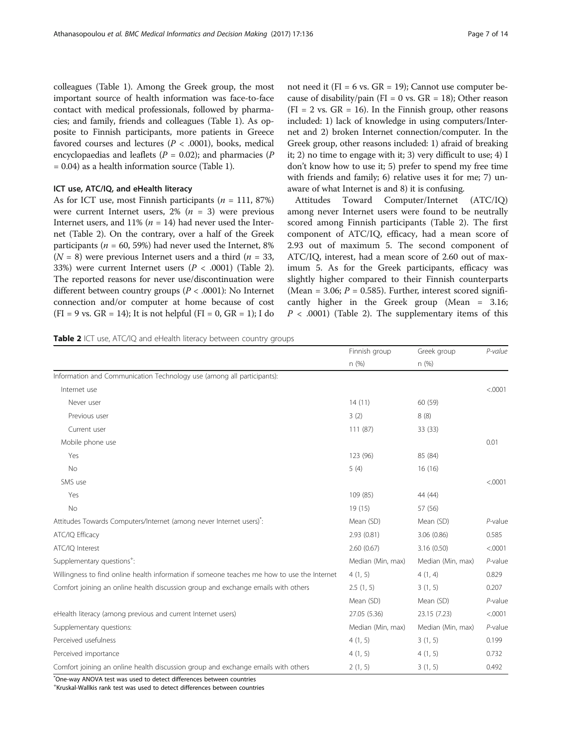colleagues (Table 1). Among the Greek group, the most important source of health information was face-to-face contact with medical professionals, followed by pharmacies; and family, friends and colleagues (Table 1). As opposite to Finnish participants, more patients in Greece favored courses and lectures ($P < .0001$), books, medical encyclopaedias and leaflets ($P = 0.02$); and pharmacies ($P = 0.04$) as a health information source (Table 1).

### ICT use, ATC/IQ, and eHealth literacy

As for ICT use, most Finnish participants ($n = 111$, 87%) were current Internet users, 2% ($n = 3$) were previous Internet users, and 11% ($n = 14$) had never used the Internet (Table 2). On the contrary, over a half of the Greek participants ($n = 60$, 59%) had never used the Internet, 8% ($N = 8$) were previous Internet users and a third ($n = 33$, 33%) were current Internet users ($P < .0001$) (Table 2). The reported reasons for never use/discontinuation were different between country groups ($P < .0001$): No Internet connection and/or computer at home because of cost (FI = 9 vs. GR = 14); It is not helpful (FI = 0, GR = 1); I do not need it (FI = 6 vs. GR = 19); Cannot use computer because of disability/pain (FI = 0 vs. GR = 18); Other reason (FI = 2 vs. GR = 16). In the Finnish group, other reasons included: 1) lack of knowledge in using computers/Internet and 2) broken Internet connection/computer. In the Greek group, other reasons included: 1) afraid of breaking it; 2) no time to engage with it; 3) very difficult to use; 4) I don't know how to use it; 5) prefer to spend my free time with friends and family; 6) relative uses it for me; 7) unaware of what Internet is and 8) it is confusing.

Attitudes Toward Computer/Internet (ATC/IQ) among never Internet users were found to be neutrally scored among Finnish participants (Table 2). The first component of ATC/IQ, efficacy, had a mean score of 2.93 out of maximum 5. The second component of ATC/IQ, interest, had a mean score of 2.60 out of maximum 5. As for the Greek participants, efficacy was slightly higher compared to their Finnish counterparts (Mean = 3.06; $P = 0.585$). Further, interest scored significantly higher in the Greek group (Mean = 3.16; $P < .0001$) (Table 2). The supplementary items of this

**Table 2** ICT use, ATC/IQ and eHealth literacy between country groups

| | Finnish group | Greek group | *P-value* |
|---|---|---|---|
| | n (%) | n (%) | |
| Information and Communication Technology use (among all participants): | | | |
| Internet use | | | <.0001 |
| Never user | 14 (11) | 60 (59) | |
| Previous user | 3 (2) | 8 (8) | |
| Current user | 111 (87) | 33 (33) | |
| Mobile phone use | | | 0.01 |
| Yes | 123 (96) | 85 (84) | |
| No | 5 (4) | 16 (16) | |
| SMS use | | | <.0001 |
| Yes | 109 (85) | 44 (44) | |
| No | 19 (15) | 57 (56) | |
| Attitudes Towards Computers/Internet (among never Internet users)[*]: | Mean (SD) | Mean (SD) | *P-value* |
| ATC/IQ Efficacy | 2.93 (0.81) | 3.06 (0.86) | 0.585 |
| ATC/IQ Interest | 2.60 (0.67) | 3.16 (0.50) | <.0001 |
| Supplementary questions[+]: | Median (Min, max) | Median (Min, max) | *P-value* |
| Willingness to find online health information if someone teaches me how to use the Internet | 4 (1, 5) | 4 (1, 4) | 0.829 |
| Comfort joining an online health discussion group and exchange emails with others | 2.5 (1, 5) | 3 (1, 5) | 0.207 |
| | Mean (SD) | Mean (SD) | *P-value* |
| eHealth literacy (among previous and current Internet users) | 27.05 (5.36) | 23.15 (7.23) | <.0001 |
| Supplementary questions: | Median (Min, max) | Median (Min, max) | *P-value* |
| Perceived usefulness | 4 (1, 5) | 3 (1, 5) | 0.199 |
| Perceived importance | 4 (1, 5) | 4 (1, 5) | 0.732 |
| Comfort joining an online health discussion group and exchange emails with others | 2 (1, 5) | 3 (1, 5) | 0.492 |

[*]One-way ANOVA test was used to detect differences between countries
[+]Kruskal-Wallkis rank test was used to detect differences between countries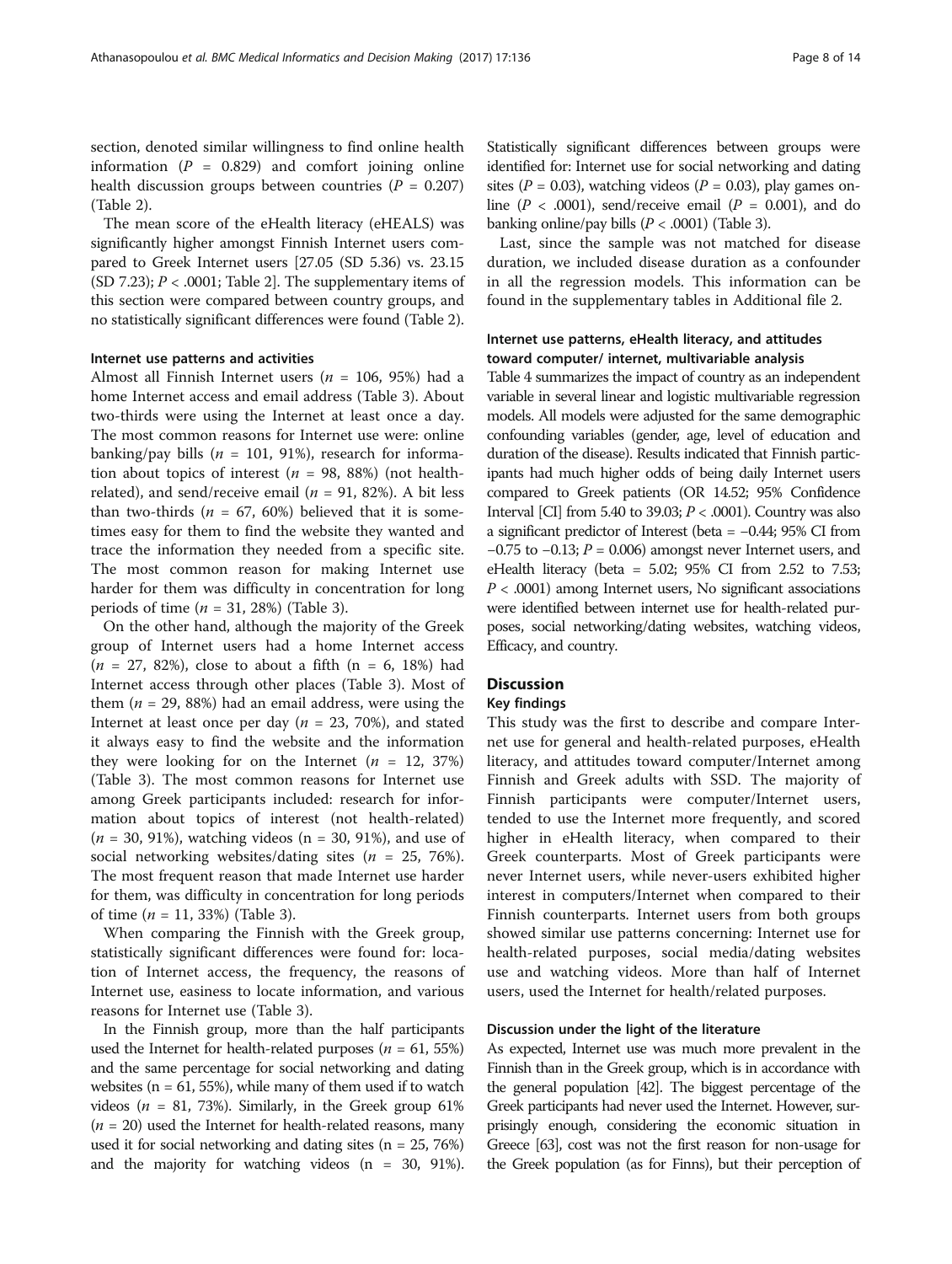section, denoted similar willingness to find online health information ($P$ = 0.829) and comfort joining online health discussion groups between countries ($P$ = 0.207) (Table 2).

The mean score of the eHealth literacy (eHEALS) was significantly higher amongst Finnish Internet users compared to Greek Internet users [27.05 (SD 5.36) vs. 23.15 (SD 7.23); $P < .0001$; Table 2]. The supplementary items of this section were compared between country groups, and no statistically significant differences were found (Table 2).

#### Internet use patterns and activities

Almost all Finnish Internet users ($n$ = 106, 95%) had a home Internet access and email address (Table 3). About two-thirds were using the Internet at least once a day. The most common reasons for Internet use were: online banking/pay bills ($n$ = 101, 91%), research for information about topics of interest ($n$ = 98, 88%) (not health-related), and send/receive email ($n$ = 91, 82%). A bit less than two-thirds ($n$ = 67, 60%) believed that it is sometimes easy for them to find the website they wanted and trace the information they needed from a specific site. The most common reason for making Internet use harder for them was difficulty in concentration for long periods of time ($n$ = 31, 28%) (Table 3).

On the other hand, although the majority of the Greek group of Internet users had a home Internet access ($n$ = 27, 82%), close to about a fifth (n = 6, 18%) had Internet access through other places (Table 3). Most of them ($n$ = 29, 88%) had an email address, were using the Internet at least once per day ($n$ = 23, 70%), and stated it always easy to find the website and the information they were looking for on the Internet ($n$ = 12, 37%) (Table 3). The most common reasons for Internet use among Greek participants included: research for information about topics of interest (not health-related) ($n$ = 30, 91%), watching videos (n = 30, 91%), and use of social networking websites/dating sites ($n$ = 25, 76%). The most frequent reason that made Internet use harder for them, was difficulty in concentration for long periods of time ($n$ = 11, 33%) (Table 3).

When comparing the Finnish with the Greek group, statistically significant differences were found for: location of Internet access, the frequency, the reasons of Internet use, easiness to locate information, and various reasons for Internet use (Table 3).

In the Finnish group, more than the half participants used the Internet for health-related purposes ($n$ = 61, 55%) and the same percentage for social networking and dating websites (n = 61, 55%), while many of them used if to watch videos ($n$ = 81, 73%). Similarly, in the Greek group 61% ($n$ = 20) used the Internet for health-related reasons, many used it for social networking and dating sites (n = 25, 76%) and the majority for watching videos (n = 30, 91%). Statistically significant differences between groups were identified for: Internet use for social networking and dating sites ($P$ = 0.03), watching videos ($P$ = 0.03), play games online ($P < .0001$), send/receive email ($P$ = 0.001), and do banking online/pay bills ($P < .0001$) (Table 3).

Last, since the sample was not matched for disease duration, we included disease duration as a confounder in all the regression models. This information can be found in the supplementary tables in Additional file 2.

#### Internet use patterns, eHealth literacy, and attitudes toward computer/ internet, multivariable analysis

Table 4 summarizes the impact of country as an independent variable in several linear and logistic multivariable regression models. All models were adjusted for the same demographic confounding variables (gender, age, level of education and duration of the disease). Results indicated that Finnish participants had much higher odds of being daily Internet users compared to Greek patients (OR 14.52; 95% Confidence Interval [CI] from 5.40 to 39.03; $P < .0001$). Country was also a significant predictor of Interest (beta = −0.44; 95% CI from −0.75 to −0.13; $P$ = 0.006) amongst never Internet users, and eHealth literacy (beta = 5.02; 95% CI from 2.52 to 7.53; $P < .0001$) among Internet users, No significant associations were identified between internet use for health-related purposes, social networking/dating websites, watching videos, Efficacy, and country.

## Discussion

### Key findings

This study was the first to describe and compare Internet use for general and health-related purposes, eHealth literacy, and attitudes toward computer/Internet among Finnish and Greek adults with SSD. The majority of Finnish participants were computer/Internet users, tended to use the Internet more frequently, and scored higher in eHealth literacy, when compared to their Greek counterparts. Most of Greek participants were never Internet users, while never-users exhibited higher interest in computers/Internet when compared to their Finnish counterparts. Internet users from both groups showed similar use patterns concerning: Internet use for health-related purposes, social media/dating websites use and watching videos. More than half of Internet users, used the Internet for health/related purposes.

### Discussion under the light of the literature

As expected, Internet use was much more prevalent in the Finnish than in the Greek group, which is in accordance with the general population [42]. The biggest percentage of the Greek participants had never used the Internet. However, surprisingly enough, considering the economic situation in Greece [63], cost was not the first reason for non-usage for the Greek population (as for Finns), but their perception of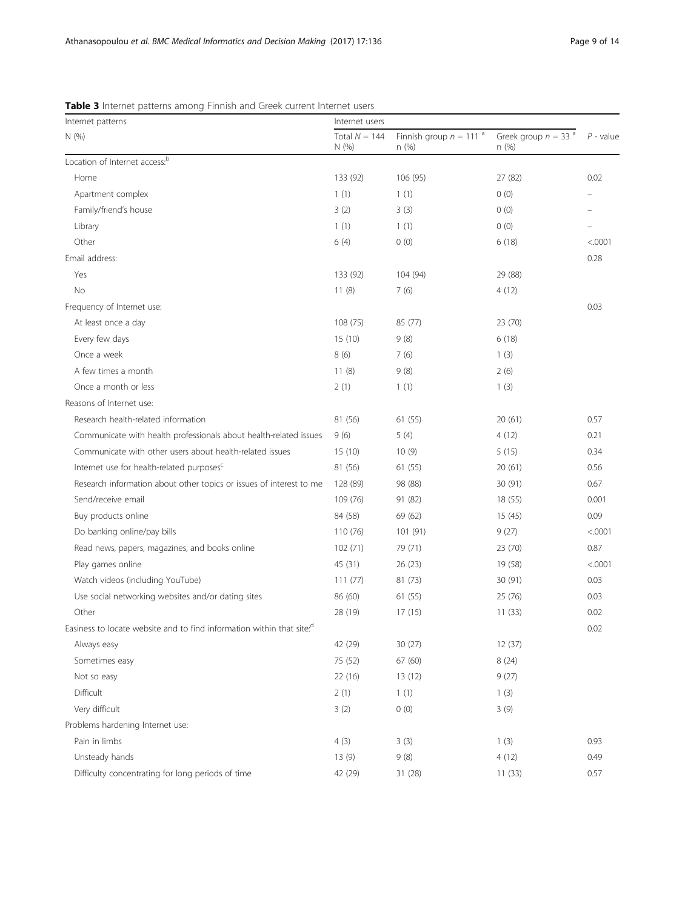**Table 3** Internet patterns among Finnish and Greek current Internet users

| Internet patterns | Internet users | | | |
|---|---|---|---|---|
| N (%) | Total $N = 144$ N (%) | Finnish group $n = 111$ [a] n (%) | Greek group $n = 33$ [a] n (%) | $P$ - value |
| Location of Internet access:[b] | | | | |
| Home | 133 (92) | 106 (95) | 27 (82) | 0.02 |
| Apartment complex | 1 (1) | 1 (1) | 0 (0) | – |
| Family/friend's house | 3 (2) | 3 (3) | 0 (0) | – |
| Library | 1 (1) | 1 (1) | 0 (0) | – |
| Other | 6 (4) | 0 (0) | 6 (18) | <.0001 |
| Email address: | | | | 0.28 |
| Yes | 133 (92) | 104 (94) | 29 (88) | |
| No | 11 (8) | 7 (6) | 4 (12) | |
| Frequency of Internet use: | | | | 0.03 |
| At least once a day | 108 (75) | 85 (77) | 23 (70) | |
| Every few days | 15 (10) | 9 (8) | 6 (18) | |
| Once a week | 8 (6) | 7 (6) | 1 (3) | |
| A few times a month | 11 (8) | 9 (8) | 2 (6) | |
| Once a month or less | 2 (1) | 1 (1) | 1 (3) | |
| Reasons of Internet use: | | | | |
| Research health-related information | 81 (56) | 61 (55) | 20 (61) | 0.57 |
| Communicate with health professionals about health-related issues | 9 (6) | 5 (4) | 4 (12) | 0.21 |
| Communicate with other users about health-related issues | 15 (10) | 10 (9) | 5 (15) | 0.34 |
| Internet use for health-related purposes[c] | 81 (56) | 61 (55) | 20 (61) | 0.56 |
| Research information about other topics or issues of interest to me | 128 (89) | 98 (88) | 30 (91) | 0.67 |
| Send/receive email | 109 (76) | 91 (82) | 18 (55) | 0.001 |
| Buy products online | 84 (58) | 69 (62) | 15 (45) | 0.09 |
| Do banking online/pay bills | 110 (76) | 101 (91) | 9 (27) | <.0001 |
| Read news, papers, magazines, and books online | 102 (71) | 79 (71) | 23 (70) | 0.87 |
| Play games online | 45 (31) | 26 (23) | 19 (58) | <.0001 |
| Watch videos (including YouTube) | 111 (77) | 81 (73) | 30 (91) | 0.03 |
| Use social networking websites and/or dating sites | 86 (60) | 61 (55) | 25 (76) | 0.03 |
| Other | 28 (19) | 17 (15) | 11 (33) | 0.02 |
| Easiness to locate website and to find information within that site:[d] | | | | 0.02 |
| Always easy | 42 (29) | 30 (27) | 12 (37) | |
| Sometimes easy | 75 (52) | 67 (60) | 8 (24) | |
| Not so easy | 22 (16) | 13 (12) | 9 (27) | |
| Difficult | 2 (1) | 1 (1) | 1 (3) | |
| Very difficult | 3 (2) | 0 (0) | 3 (9) | |
| Problems hardening Internet use: | | | | |
| Pain in limbs | 4 (3) | 3 (3) | 1 (3) | 0.93 |
| Unsteady hands | 13 (9) | 9 (8) | 4 (12) | 0.49 |
| Difficulty concentrating for long periods of time | 42 (29) | 31 (28) | 11 (33) | 0.57 |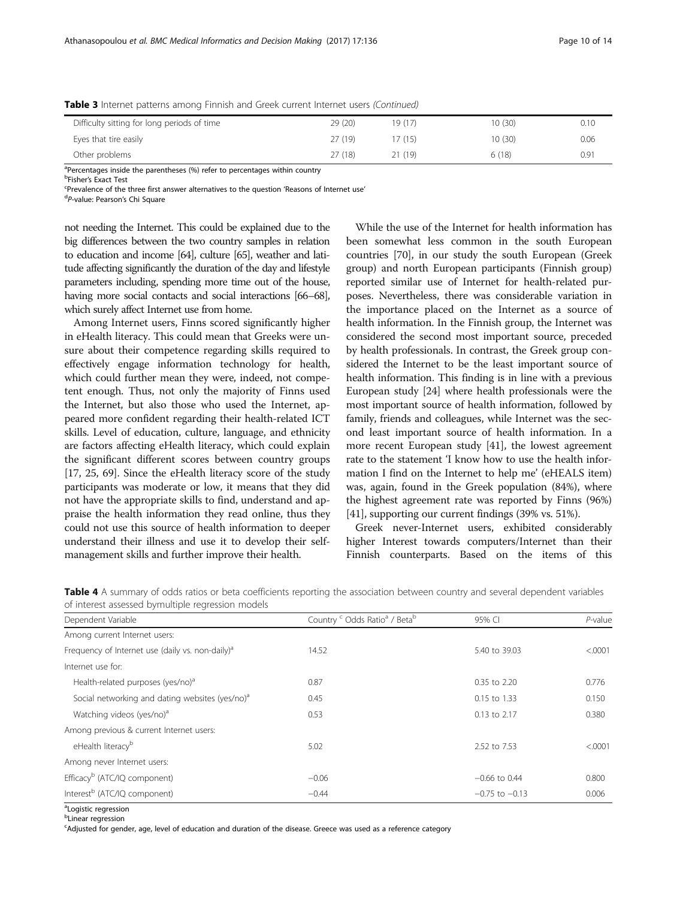**Table 3** Internet patterns among Finnish and Greek current Internet users *(Continued)*

| | | | | |
|---|---|---|---|---|
| Difficulty sitting for long periods of time | 29 (20) | 19 (17) | 10 (30) | 0.10 |
| Eyes that tire easily | 27 (19) | 17 (15) | 10 (30) | 0.06 |
| Other problems | 27 (18) | 21 (19) | 6 (18) | 0.91 |

[a]Percentages inside the parentheses (%) refer to percentages within country
[b]Fisher's Exact Test
[c]Prevalence of the three first answer alternatives to the question 'Reasons of Internet use'
[d]*P*-value: Pearson's Chi Square

not needing the Internet. This could be explained due to the big differences between the two country samples in relation to education and income [64], culture [65], weather and latitude affecting significantly the duration of the day and lifestyle parameters including, spending more time out of the house, having more social contacts and social interactions [66–68], which surely affect Internet use from home.

Among Internet users, Finns scored significantly higher in eHealth literacy. This could mean that Greeks were unsure about their competence regarding skills required to effectively engage information technology for health, which could further mean they were, indeed, not competent enough. Thus, not only the majority of Finns used the Internet, but also those who used the Internet, appeared more confident regarding their health-related ICT skills. Level of education, culture, language, and ethnicity are factors affecting eHealth literacy, which could explain the significant different scores between country groups [17, 25, 69]. Since the eHealth literacy score of the study participants was moderate or low, it means that they did not have the appropriate skills to find, understand and appraise the health information they read online, thus they could not use this source of health information to deeper understand their illness and use it to develop their self-management skills and further improve their health.

While the use of the Internet for health information has been somewhat less common in the south European countries [70], in our study the south European (Greek group) and north European participants (Finnish group) reported similar use of Internet for health-related purposes. Nevertheless, there was considerable variation in the importance placed on the Internet as a source of health information. In the Finnish group, the Internet was considered the second most important source, preceded by health professionals. In contrast, the Greek group considered the Internet to be the least important source of health information. This finding is in line with a previous European study [24] where health professionals were the most important source of health information, followed by family, friends and colleagues, while Internet was the second least important source of health information. In a more recent European study [41], the lowest agreement rate to the statement 'I know how to use the health information I find on the Internet to help me' (eHEALS item) was, again, found in the Greek population (84%), where the highest agreement rate was reported by Finns (96%) [41], supporting our current findings (39% vs. 51%).

Greek never-Internet users, exhibited considerably higher Interest towards computers/Internet than their Finnish counterparts. Based on the items of this

**Table 4** A summary of odds ratios or beta coefficients reporting the association between country and several dependent variables of interest assessed bymultiple regression models

| Dependent Variable | Country [c] Odds Ratio[a] / Beta[b] | 95% CI | *P*-value |
|---|---|---|---|
| Among current Internet users: | | | |
| Frequency of Internet use (daily vs. non-daily)[a] | 14.52 | 5.40 to 39.03 | <.0001 |
| Internet use for: | | | |
| Health-related purposes (yes/no)[a] | 0.87 | 0.35 to 2.20 | 0.776 |
| Social networking and dating websites (yes/no)[a] | 0.45 | 0.15 to 1.33 | 0.150 |
| Watching videos (yes/no)[a] | 0.53 | 0.13 to 2.17 | 0.380 |
| Among previous & current Internet users: | | | |
| eHealth literacy[b] | 5.02 | 2.52 to 7.53 | <.0001 |
| Among never Internet users: | | | |
| Efficacy[b] (ATC/IQ component) | −0.06 | −0.66 to 0.44 | 0.800 |
| Interest[b] (ATC/IQ component) | −0.44 | −0.75 to −0.13 | 0.006 |

[a]Logistic regression
[b]Linear regression
[c]Adjusted for gender, age, level of education and duration of the disease. Greece was used as a reference category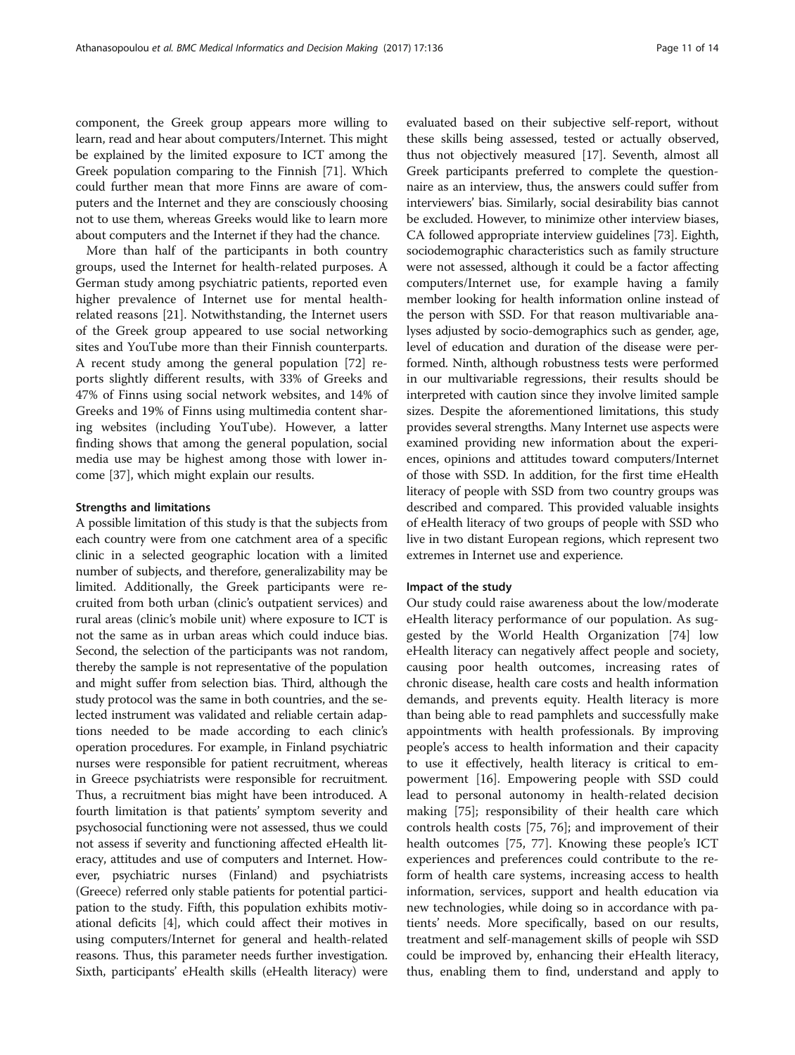component, the Greek group appears more willing to learn, read and hear about computers/Internet. This might be explained by the limited exposure to ICT among the Greek population comparing to the Finnish [71]. Which could further mean that more Finns are aware of computers and the Internet and they are consciously choosing not to use them, whereas Greeks would like to learn more about computers and the Internet if they had the chance.

More than half of the participants in both country groups, used the Internet for health-related purposes. A German study among psychiatric patients, reported even higher prevalence of Internet use for mental health-related reasons [21]. Notwithstanding, the Internet users of the Greek group appeared to use social networking sites and YouTube more than their Finnish counterparts. A recent study among the general population [72] reports slightly different results, with 33% of Greeks and 47% of Finns using social network websites, and 14% of Greeks and 19% of Finns using multimedia content sharing websites (including YouTube). However, a latter finding shows that among the general population, social media use may be highest among those with lower income [37], which might explain our results.

### Strengths and limitations

A possible limitation of this study is that the subjects from each country were from one catchment area of a specific clinic in a selected geographic location with a limited number of subjects, and therefore, generalizability may be limited. Additionally, the Greek participants were recruited from both urban (clinic's outpatient services) and rural areas (clinic's mobile unit) where exposure to ICT is not the same as in urban areas which could induce bias. Second, the selection of the participants was not random, thereby the sample is not representative of the population and might suffer from selection bias. Third, although the study protocol was the same in both countries, and the selected instrument was validated and reliable certain adaptations needed to be made according to each clinic's operation procedures. For example, in Finland psychiatric nurses were responsible for patient recruitment, whereas in Greece psychiatrists were responsible for recruitment. Thus, a recruitment bias might have been introduced. A fourth limitation is that patients' symptom severity and psychosocial functioning were not assessed, thus we could not assess if severity and functioning affected eHealth literacy, attitudes and use of computers and Internet. However, psychiatric nurses (Finland) and psychiatrists (Greece) referred only stable patients for potential participation to the study. Fifth, this population exhibits motivational deficits [4], which could affect their motives in using computers/Internet for general and health-related reasons. Thus, this parameter needs further investigation. Sixth, participants' eHealth skills (eHealth literacy) were evaluated based on their subjective self-report, without these skills being assessed, tested or actually observed, thus not objectively measured [17]. Seventh, almost all Greek participants preferred to complete the questionnaire as an interview, thus, the answers could suffer from interviewers' bias. Similarly, social desirability bias cannot be excluded. However, to minimize other interview biases, CA followed appropriate interview guidelines [73]. Eighth, sociodemographic characteristics such as family structure were not assessed, although it could be a factor affecting computers/Internet use, for example having a family member looking for health information online instead of the person with SSD. For that reason multivariable analyses adjusted by socio-demographics such as gender, age, level of education and duration of the disease were performed. Ninth, although robustness tests were performed in our multivariable regressions, their results should be interpreted with caution since they involve limited sample sizes. Despite the aforementioned limitations, this study provides several strengths. Many Internet use aspects were examined providing new information about the experiences, opinions and attitudes toward computers/Internet of those with SSD. In addition, for the first time eHealth literacy of people with SSD from two country groups was described and compared. This provided valuable insights of eHealth literacy of two groups of people with SSD who live in two distant European regions, which represent two extremes in Internet use and experience.

### Impact of the study

Our study could raise awareness about the low/moderate eHealth literacy performance of our population. As suggested by the World Health Organization [74] low eHealth literacy can negatively affect people and society, causing poor health outcomes, increasing rates of chronic disease, health care costs and health information demands, and prevents equity. Health literacy is more than being able to read pamphlets and successfully make appointments with health professionals. By improving people's access to health information and their capacity to use it effectively, health literacy is critical to empowerment [16]. Empowering people with SSD could lead to personal autonomy in health-related decision making [75]; responsibility of their health care which controls health costs [75, 76]; and improvement of their health outcomes [75, 77]. Knowing these people's ICT experiences and preferences could contribute to the reform of health care systems, increasing access to health information, services, support and health education via new technologies, while doing so in accordance with patients' needs. More specifically, based on our results, treatment and self-management skills of people wih SSD could be improved by, enhancing their eHealth literacy, thus, enabling them to find, understand and apply to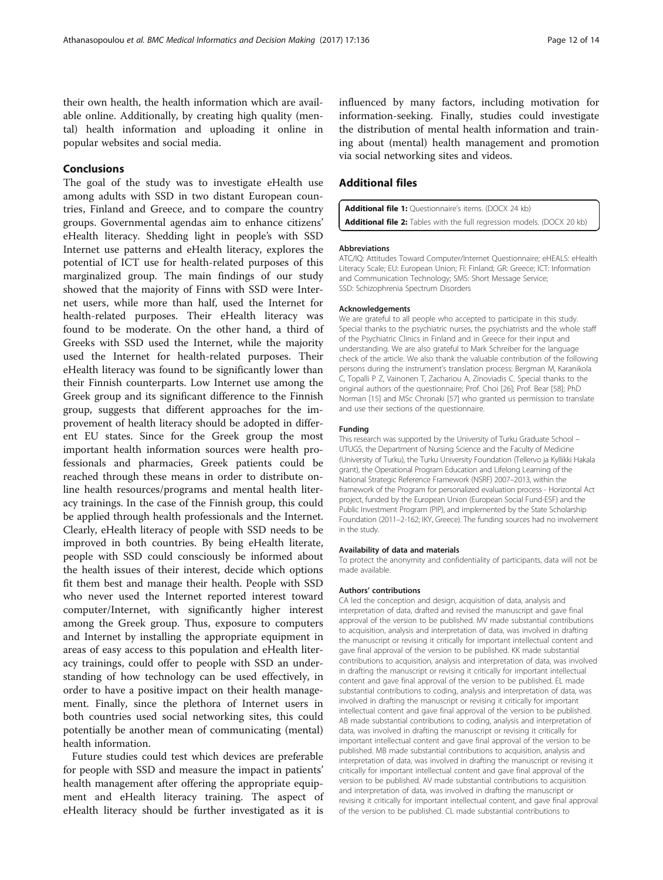their own health, the health information which are available online. Additionally, by creating high quality (mental) health information and uploading it online in popular websites and social media.

## Conclusions

The goal of the study was to investigate eHealth use among adults with SSD in two distant European countries, Finland and Greece, and to compare the country groups. Governmental agendas aim to enhance citizens' eHealth literacy. Shedding light in people's with SSD Internet use patterns and eHealth literacy, explores the potential of ICT use for health-related purposes of this marginalized group. The main findings of our study showed that the majority of Finns with SSD were Internet users, while more than half, used the Internet for health-related purposes. Their eHealth literacy was found to be moderate. On the other hand, a third of Greeks with SSD used the Internet, while the majority used the Internet for health-related purposes. Their eHealth literacy was found to be significantly lower than their Finnish counterparts. Low Internet use among the Greek group and its significant difference to the Finnish group, suggests that different approaches for the improvement of health literacy should be adopted in different EU states. Since for the Greek group the most important health information sources were health professionals and pharmacies, Greek patients could be reached through these means in order to distribute online health resources/programs and mental health literacy trainings. In the case of the Finnish group, this could be applied through health professionals and the Internet. Clearly, eHealth literacy of people with SSD needs to be improved in both countries. By being eHealth literate, people with SSD could consciously be informed about the health issues of their interest, decide which options fit them best and manage their health. People with SSD who never used the Internet reported interest toward computer/Internet, with significantly higher interest among the Greek group. Thus, exposure to computers and Internet by installing the appropriate equipment in areas of easy access to this population and eHealth literacy trainings, could offer to people with SSD an understanding of how technology can be used effectively, in order to have a positive impact on their health management. Finally, since the plethora of Internet users in both countries used social networking sites, this could potentially be another mean of communicating (mental) health information.

Future studies could test which devices are preferable for people with SSD and measure the impact in patients' health management after offering the appropriate equipment and eHealth literacy training. The aspect of eHealth literacy should be further investigated as it is influenced by many factors, including motivation for information-seeking. Finally, studies could investigate the distribution of mental health information and training about (mental) health management and promotion via social networking sites and videos.

## Additional files

**Additional file 1:** Questionnaire's items. (DOCX 24 kb)

**Additional file 2:** Tables with the full regression models. (DOCX 20 kb)

#### Abbreviations

ATC/IQ: Attitudes Toward Computer/Internet Questionnaire; eHEALS: eHealth Literacy Scale; EU: European Union; FI: Finland; GR: Greece; ICT: Information and Communication Technology; SMS: Short Message Service; SSD: Schizophrenia Spectrum Disorders

#### Acknowledgements

We are grateful to all people who accepted to participate in this study. Special thanks to the psychiatric nurses, the psychiatrists and the whole staff of the Psychiatric Clinics in Finland and in Greece for their input and understanding. We are also grateful to Mark Schreiber for the language check of the article. We also thank the valuable contribution of the following persons during the instrument's translation process: Bergman M, Karanikola C, Topalli P Z, Vainonen T, Zachariou A, Zinoviadis C. Special thanks to the original authors of the questionnaire; Prof. Choi [26]; Prof. Bear [58]; PhD Norman [15] and MSc Chronaki [57] who granted us permission to translate and use their sections of the questionnaire.

#### Funding

This research was supported by the University of Turku Graduate School – UTUGS, the Department of Nursing Science and the Faculty of Medicine (University of Turku), the Turku University Foundation (Tellervo ja Kyllikki Hakala grant), the Operational Program Education and Lifelong Learning of the National Strategic Reference Framework (NSRF) 2007–2013, within the framework of the Program for personalized evaluation process - Horizontal Act project, funded by the European Union (European Social Fund-ESF) and the Public Investment Program (PIP), and implemented by the State Scholarship Foundation (2011–2-162; IKY, Greece). The funding sources had no involvement in the study.

#### Availability of data and materials

To protect the anonymity and confidentiality of participants, data will not be made available.

#### Authors' contributions

CA led the conception and design, acquisition of data, analysis and interpretation of data, drafted and revised the manuscript and gave final approval of the version to be published. MV made substantial contributions to acquisition, analysis and interpretation of data, was involved in drafting the manuscript or revising it critically for important intellectual content and gave final approval of the version to be published. KK made substantial contributions to acquisition, analysis and interpretation of data, was involved in drafting the manuscript or revising it critically for important intellectual content and gave final approval of the version to be published. EL made substantial contributions to coding, analysis and interpretation of data, was involved in drafting the manuscript or revising it critically for important intellectual content and gave final approval of the version to be published. AB made substantial contributions to coding, analysis and interpretation of data, was involved in drafting the manuscript or revising it critically for important intellectual content and gave final approval of the version to be published. MB made substantial contributions to acquisition, analysis and interpretation of data, was involved in drafting the manuscript or revising it critically for important intellectual content and gave final approval of the version to be published. AV made substantial contributions to acquisition and interpretation of data, was involved in drafting the manuscript or revising it critically for important intellectual content, and gave final approval of the version to be published. CL made substantial contributions to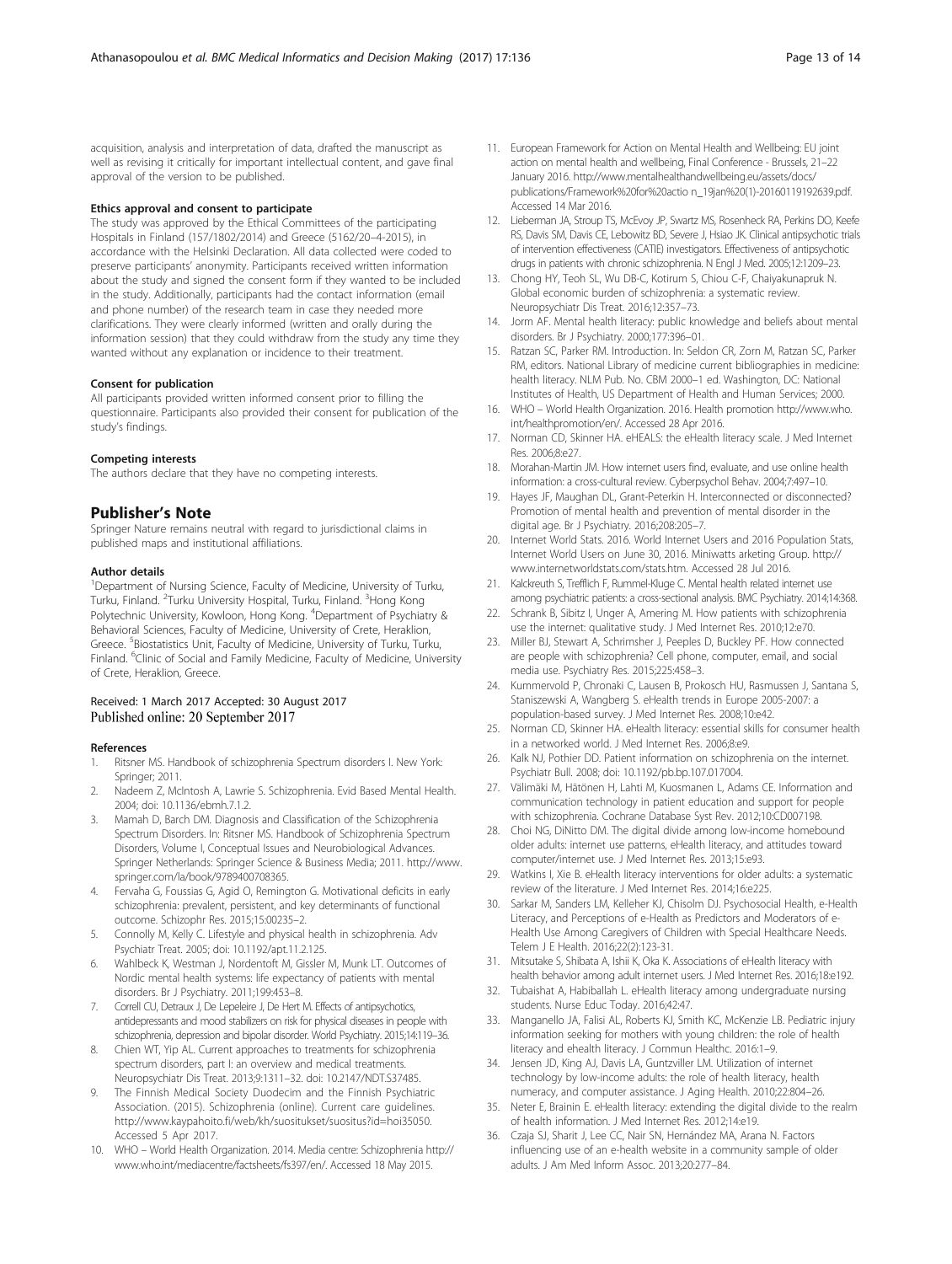acquisition, analysis and interpretation of data, drafted the manuscript as well as revising it critically for important intellectual content, and gave final approval of the version to be published.

#### Ethics approval and consent to participate

The study was approved by the Ethical Committees of the participating Hospitals in Finland (157/1802/2014) and Greece (5162/20–4-2015), in accordance with the Helsinki Declaration. All data collected were coded to preserve participants' anonymity. Participants received written information about the study and signed the consent form if they wanted to be included in the study. Additionally, participants had the contact information (email and phone number) of the research team in case they needed more clarifications. They were clearly informed (written and orally during the information session) that they could withdraw from the study any time they wanted without any explanation or incidence to their treatment.

#### Consent for publication

All participants provided written informed consent prior to filling the questionnaire. Participants also provided their consent for publication of the study's findings.

#### Competing interests

The authors declare that they have no competing interests.

## Publisher's Note

Springer Nature remains neutral with regard to jurisdictional claims in published maps and institutional affiliations.

#### Author details

[1]Department of Nursing Science, Faculty of Medicine, University of Turku, Turku, Finland. [2]Turku University Hospital, Turku, Finland. [3]Hong Kong Polytechnic University, Kowloon, Hong Kong. [4]Department of Psychiatry & Behavioral Sciences, Faculty of Medicine, University of Crete, Heraklion, Greece. [5]Biostatistics Unit, Faculty of Medicine, University of Turku, Turku, Finland. [6]Clinic of Social and Family Medicine, Faculty of Medicine, University of Crete, Heraklion, Greece.

Received: 1 March 2017 Accepted: 30 August 2017
Published online: 20 September 2017

#### References

1. Ritsner MS. Handbook of schizophrenia Spectrum disorders I. New York: Springer; 2011.
2. Nadeem Z, McIntosh A, Lawrie S. Schizophrenia. Evid Based Mental Health. 2004; doi: 10.1136/ebmh.7.1.2.
3. Mamah D, Barch DM. Diagnosis and Classification of the Schizophrenia Spectrum Disorders. In: Ritsner MS. Handbook of Schizophrenia Spectrum Disorders, Volume I, Conceptual Issues and Neurobiological Advances. Springer Netherlands: Springer Science & Business Media; 2011. http://www.springer.com/la/book/9789400708365.
4. Fervaha G, Foussias G, Agid O, Remington G. Motivational deficits in early schizophrenia: prevalent, persistent, and key determinants of functional outcome. Schizophr Res. 2015;15:00235–2.
5. Connolly M, Kelly C. Lifestyle and physical health in schizophrenia. Adv Psychiatr Treat. 2005; doi: 10.1192/apt.11.2.125.
6. Wahlbeck K, Westman J, Nordentoft M, Gissler M, Munk LT. Outcomes of Nordic mental health systems: life expectancy of patients with mental disorders. Br J Psychiatry. 2011;199:453–8.
7. Correll CU, Detraux J, De Lepeleire J, De Hert M. Effects of antipsychotics, antidepressants and mood stabilizers on risk for physical diseases in people with schizophrenia, depression and bipolar disorder. World Psychiatry. 2015;14:119–36.
8. Chien WT, Yip AL. Current approaches to treatments for schizophrenia spectrum disorders, part I: an overview and medical treatments. Neuropsychiatr Dis Treat. 2013;9:1311–32. doi: 10.2147/NDT.S37485.
9. The Finnish Medical Society Duodecim and the Finnish Psychiatric Association. (2015). Schizophrenia (online). Current care guidelines. http://www.kaypahoito.fi/web/kh/suositukset/suositus?id=hoi35050. Accessed 5 Apr 2017.
10. WHO – World Health Organization. 2014. Media centre: Schizophrenia http://www.who.int/mediacentre/factsheets/fs397/en/. Accessed 18 May 2015.
11. European Framework for Action on Mental Health and Wellbeing: EU joint action on mental health and wellbeing, Final Conference - Brussels, 21–22 January 2016. http://www.mentalhealthandwellbeing.eu/assets/docs/publications/Framework%20for%20actio n_19jan%20(1)-20160119192639.pdf. Accessed 14 Mar 2016.
12. Lieberman JA, Stroup TS, McEvoy JP, Swartz MS, Rosenheck RA, Perkins DO, Keefe RS, Davis SM, Davis CE, Lebowitz BD, Severe J, Hsiao JK. Clinical antipsychotic trials of intervention effectiveness (CATIE) investigators. Effectiveness of antipsychotic drugs in patients with chronic schizophrenia. N Engl J Med. 2005;12:1209–23.
13. Chong HY, Teoh SL, Wu DB-C, Kotirum S, Chiou C-F, Chaiyakunapruk N. Global economic burden of schizophrenia: a systematic review. Neuropsychiatr Dis Treat. 2016;12:357–73.
14. Jorm AF. Mental health literacy: public knowledge and beliefs about mental disorders. Br J Psychiatry. 2000;177:396–01.
15. Ratzan SC, Parker RM. Introduction. In: Seldon CR, Zorn M, Ratzan SC, Parker RM, editors. National Library of medicine current bibliographies in medicine: health literacy. NLM Pub. No. CBM 2000–1 ed. Washington, DC: National Institutes of Health, US Department of Health and Human Services; 2000.
16. WHO – World Health Organization. 2016. Health promotion http://www.who.int/healthpromotion/en/. Accessed 28 Apr 2016.
17. Norman CD, Skinner HA. eHEALS: the eHealth literacy scale. J Med Internet Res. 2006;8:e27.
18. Morahan-Martin JM. How internet users find, evaluate, and use online health information: a cross-cultural review. Cyberpsychol Behav. 2004;7:497–10.
19. Hayes JF, Maughan DL, Grant-Peterkin H. Interconnected or disconnected? Promotion of mental health and prevention of mental disorder in the digital age. Br J Psychiatry. 2016;208:205–7.
20. Internet World Stats. 2016. World Internet Users and 2016 Population Stats, Internet World Users on June 30, 2016. Miniwatts arketing Group. http://www.internetworldstats.com/stats.htm. Accessed 28 Jul 2016.
21. Kalckreuth S, Trefflich F, Rummel-Kluge C. Mental health related internet use among psychiatric patients: a cross-sectional analysis. BMC Psychiatry. 2014;14:368.
22. Schrank B, Sibitz I, Unger A, Amering M. How patients with schizophrenia use the internet: qualitative study. J Med Internet Res. 2010;12:e70.
23. Miller BJ, Stewart A, Schrimsher J, Peeples D, Buckley PF. How connected are people with schizophrenia? Cell phone, computer, email, and social media use. Psychiatry Res. 2015;225:458–3.
24. Kummervold P, Chronaki C, Lausen B, Prokosch HU, Rasmussen J, Santana S, Staniszewski A, Wangberg S. eHealth trends in Europe 2005-2007: a population-based survey. J Med Internet Res. 2008;10:e42.
25. Norman CD, Skinner HA. eHealth literacy: essential skills for consumer health in a networked world. J Med Internet Res. 2006;8:e9.
26. Kalk NJ, Pothier DD. Patient information on schizophrenia on the internet. Psychiatr Bull. 2008; doi: 10.1192/pb.bp.107.017004.
27. Välimäki M, Hätönen H, Lahti M, Kuosmanen L, Adams CE. Information and communication technology in patient education and support for people with schizophrenia. Cochrane Database Syst Rev. 2012;10:CD007198.
28. Choi NG, DiNitto DM. The digital divide among low-income homebound older adults: internet use patterns, eHealth literacy, and attitudes toward computer/internet use. J Med Internet Res. 2013;15:e93.
29. Watkins I, Xie B. eHealth literacy interventions for older adults: a systematic review of the literature. J Med Internet Res. 2014;16:e225.
30. Sarkar M, Sanders LM, Kelleher KJ, Chisolm DJ. Psychosocial Health, e-Health Literacy, and Perceptions of e-Health as Predictors and Moderators of e-Health Use Among Caregivers of Children with Special Healthcare Needs. Telem J E Health. 2016;22(2):123-31.
31. Mitsutake S, Shibata A, Ishii K, Oka K. Associations of eHealth literacy with health behavior among adult internet users. J Med Internet Res. 2016;18:e192.
32. Tubaishat A, Habiballah L. eHealth literacy among undergraduate nursing students. Nurse Educ Today. 2016;42:47.
33. Manganello JA, Falisi AL, Roberts KJ, Smith KC, McKenzie LB. Pediatric injury information seeking for mothers with young children: the role of health literacy and ehealth literacy. J Commun Healthc. 2016:1–9.
34. Jensen JD, King AJ, Davis LA, Guntzviller LM. Utilization of internet technology by low-income adults: the role of health literacy, health numeracy, and computer assistance. J Aging Health. 2010;22:804–26.
35. Neter E, Brainin E. eHealth literacy: extending the digital divide to the realm of health information. J Med Internet Res. 2012;14:e19.
36. Czaja SJ, Sharit J, Lee CC, Nair SN, Hernández MA, Arana N. Factors influencing use of an e-health website in a community sample of older adults. J Am Med Inform Assoc. 2013;20:277–84.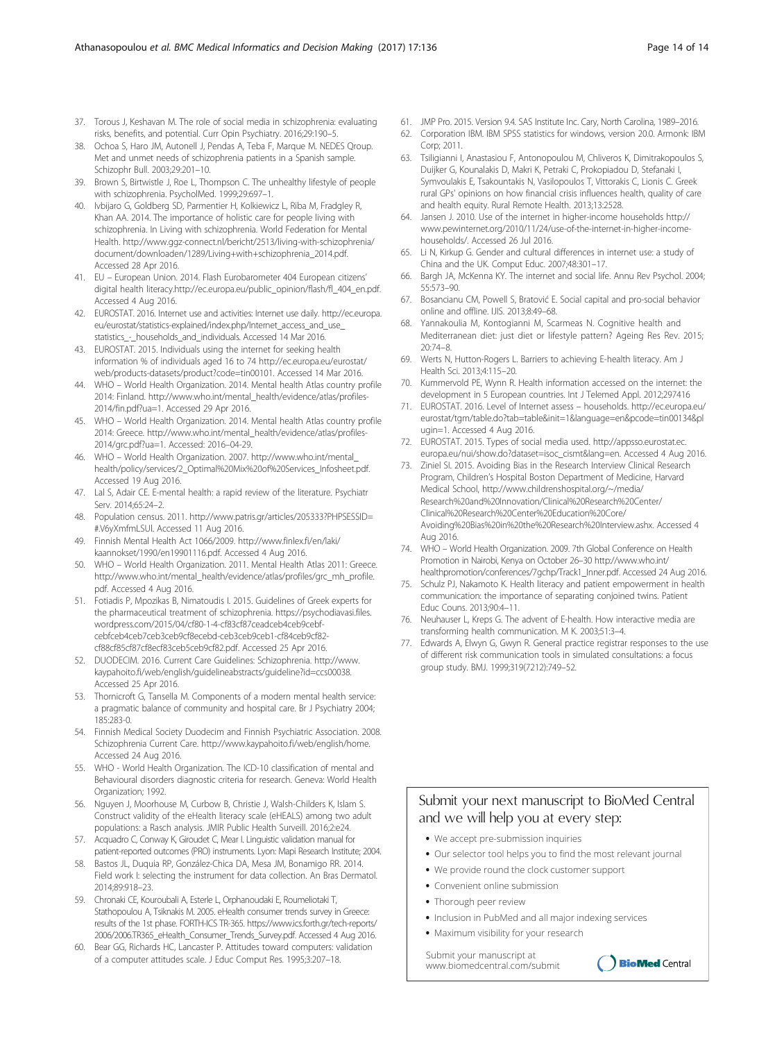37. Torous J, Keshavan M. The role of social media in schizophrenia: evaluating risks, benefits, and potential. Curr Opin Psychiatry. 2016;29:190–5.
38. Ochoa S, Haro JM, Autonell J, Pendas A, Teba F, Marque M. NEDES Qroup. Met and unmet needs of schizophrenia patients in a Spanish sample. Schizophr Bull. 2003;29:201–10.
39. Brown S, Birtwistle J, Roe L, Thompson C. The unhealthy lifestyle of people with schizophrenia. PsycholMed. 1999;29:697–1.
40. Ivbijaro G, Goldberg SD, Parmentier H, Kolkiewicz L, Riba M, Fradgley R, Khan AA. 2014. The importance of holistic care for people living with schizophrenia. In Living with schizophrenia. World Federation for Mental Health. http://www.ggz-connect.nl/bericht/2513/living-with-schizophrenia/document/downloaden/1289/Living+with+schizophrenia_2014.pdf. Accessed 28 Apr 2016.
41. EU – European Union. 2014. Flash Eurobarometer 404 European citizens' digital health literacy.http://ec.europa.eu/public_opinion/flash/fl_404_en.pdf. Accessed 4 Aug 2016.
42. EUROSTAT. 2016. Internet use and activities: Internet use daily. http://ec.europa.eu/eurostat/statistics-explained/index.php/Internet_access_and_use_statistics_-_households_and_individuals. Accessed 14 Mar 2016.
43. EUROSTAT. 2015. Individuals using the internet for seeking health information % of individuals aged 16 to 74 http://ec.europa.eu/eurostat/web/products-datasets/product?code=tin00101. Accessed 14 Mar 2016.
44. WHO – World Health Organization. 2014. Mental health Atlas country profile 2014: Finland. http://www.who.int/mental_health/evidence/atlas/profiles-2014/fin.pdf?ua=1. Accessed 29 Apr 2016.
45. WHO – World Health Organization. 2014. Mental health Atlas country profile 2014: Greece. http://www.who.int/mental_health/evidence/atlas/profiles-2014/grc.pdf?ua=1. Accessed: 2016–04-29.
46. WHO – World Health Organization. 2007. http://www.who.int/mental_health/policy/services/2_Optimal%20Mix%20of%20Services_Infosheet.pdf. Accessed 19 Aug 2016.
47. Lal S, Adair CE. E-mental health: a rapid review of the literature. Psychiatr Serv. 2014;65:24–2.
48. Population census. 2011. http://www.patris.gr/articles/205333?PHPSESSID=#.V6yXmfmLSUI. Accessed 11 Aug 2016.
49. Finnish Mental Health Act 1066/2009. http://www.finlex.fi/en/laki/kaannokset/1990/en19901116.pdf. Accessed 4 Aug 2016.
50. WHO – World Health Organization. 2011. Mental Health Atlas 2011: Greece. http://www.who.int/mental_health/evidence/atlas/profiles/grc_mh_profile.pdf. Accessed 4 Aug 2016.
51. Fotiadis P, Mpozikas B, Nimatoudis I. 2015. Guidelines of Greek experts for the pharmaceutical treatment of schizophrenia. https://psychodiavasi.files.wordpress.com/2015/04/cf80-1-4-cf83cf87ceadceb4ceb9cebf-cebfceb4ceb7ceb3ceb9cf8ecebd-ceb3ceb9ceb1-cf84ceb9cf82-cf88cf85cf87cf8ecf83ceb5ceb9cf82.pdf. Accessed 25 Apr 2016.
52. DUODECIM. 2016. Current Care Guidelines: Schizophrenia. http://www.kaypahoito.fi/web/english/guidelineabstracts/guideline?id=ccs00038. Accessed 25 Apr 2016.
53. Thornicroft G, Tansella M. Components of a modern mental health service: a pragmatic balance of community and hospital care. Br J Psychiatry 2004; 185:283-0.
54. Finnish Medical Society Duodecim and Finnish Psychiatric Association. 2008. Schizophrenia Current Care. http://www.kaypahoito.fi/web/english/home. Accessed 24 Aug 2016.
55. WHO - World Health Organization. The ICD-10 classification of mental and Behavioural disorders diagnostic criteria for research. Geneva: World Health Organization; 1992.
56. Nguyen J, Moorhouse M, Curbow B, Christie J, Walsh-Childers K, Islam S. Construct validity of the eHealth literacy scale (eHEALS) among two adult populations: a Rasch analysis. JMIR Public Health Surveill. 2016;2:e24.
57. Acquadro C, Conway K, Giroudet C, Mear I. Linguistic validation manual for patient-reported outcomes (PRO) instruments. Lyon: Mapi Research Institute; 2004.
58. Bastos JL, Duquia RP, González-Chica DA, Mesa JM, Bonamigo RR. 2014. Field work I: selecting the instrument for data collection. An Bras Dermatol. 2014;89:918–23.
59. Chronaki CE, Kouroubali A, Esterle L, Orphanoudaki E, Roumeliotaki T, Stathopoulou A, Tsiknakis M. 2005. eHealth consumer trends survey in Greece: results of the 1st phase. FORTH-ICS TR-365. https://www.ics.forth.gr/tech-reports/2006/2006.TR365_eHealth_Consumer_Trends_Survey.pdf. Accessed 4 Aug 2016.
60. Bear GG, Richards HC, Lancaster P. Attitudes toward computers: validation of a computer attitudes scale. J Educ Comput Res. 1995;3:207–18.
61. JMP Pro. 2015. Version 9.4. SAS Institute Inc. Cary, North Carolina, 1989–2016.
62. Corporation IBM. IBM SPSS statistics for windows, version 20.0. Armonk: IBM Corp; 2011.
63. Tsiligianni I, Anastasiou F, Antonopoulou M, Chliveros K, Dimitrakopoulos S, Duijker G, Kounalakis D, Makri K, Petraki C, Prokopiadou D, Stefanaki I, Symvoulakis E, Tsakountakis N, Vasilopoulos T, Vittorakis C, Lionis C. Greek rural GPs' opinions on how financial crisis influences health, quality of care and health equity. Rural Remote Health. 2013;13:2528.
64. Jansen J. 2010. Use of the internet in higher-income households http://www.pewinternet.org/2010/11/24/use-of-the-internet-in-higher-income-households/. Accessed 26 Jul 2016.
65. Li N, Kirkup G. Gender and cultural differences in internet use: a study of China and the UK. Comput Educ. 2007;48:301–17.
66. Bargh JA, McKenna KY. The internet and social life. Annu Rev Psychol. 2004; 55:573–90.
67. Bosancianu CM, Powell S, Bratović E. Social capital and pro-social behavior online and offline. IJIS. 2013;8:49–68.
68. Yannakoulia M, Kontogianni M, Scarmeas N. Cognitive health and Mediterranean diet: just diet or lifestyle pattern? Ageing Res Rev. 2015; 20:74–8.
69. Werts N, Hutton-Rogers L. Barriers to achieving E-health literacy. Am J Health Sci. 2013;4:115–20.
70. Kummervold PE, Wynn R. Health information accessed on the internet: the development in 5 European countries. Int J Telemed Appl. 2012;297416
71. EUROSTAT. 2016. Level of Internet assess – households. http://ec.europa.eu/eurostat/tgm/table.do?tab=table&init=1&language=en&pcode=tin00134&plugin=1. Accessed 4 Aug 2016.
72. EUROSTAT. 2015. Types of social media used. http://appsso.eurostat.ec.europa.eu/nui/show.do?dataset=isoc_cismt&lang=en. Accessed 4 Aug 2016.
73. Ziniel SI. 2015. Avoiding Bias in the Research Interview Clinical Research Program, Children's Hospital Boston Department of Medicine, Harvard Medical School, http://www.childrenshospital.org/~/media/Research%20and%20Innovation/Clinical%20Research%20Center/Clinical%20Research%20Center%20Education%20Core/Avoiding%20Bias%20in%20the%20Research%20Interview.ashx. Accessed 4 Aug 2016.
74. WHO – World Health Organization. 2009. 7th Global Conference on Health Promotion in Nairobi, Kenya on October 26–30 http://www.who.int/healthpromotion/conferences/7gchp/Track1_Inner.pdf. Accessed 24 Aug 2016.
75. Schulz PJ, Nakamoto K. Health literacy and patient empowerment in health communication: the importance of separating conjoined twins. Patient Educ Couns. 2013;90:4–11.
76. Neuhauser L, Kreps G. The advent of E-health. How interactive media are transforming health communication. M K. 2003;51:3–4.
77. Edwards A, Elwyn G, Gwyn R. General practice registrar responses to the use of different risk communication tools in simulated consultations: a focus group study. BMJ. 1999;319(7212):749–52.

Submit your next manuscript to BioMed Central and we will help you at every step:

- We accept pre-submission inquiries
- Our selector tool helps you to find the most relevant journal
- We provide round the clock customer support
- Convenient online submission
- Thorough peer review
- Inclusion in PubMed and all major indexing services
- Maximum visibility for your research

Submit your manuscript at
www.biomedcentral.com/submit

BioMed Central